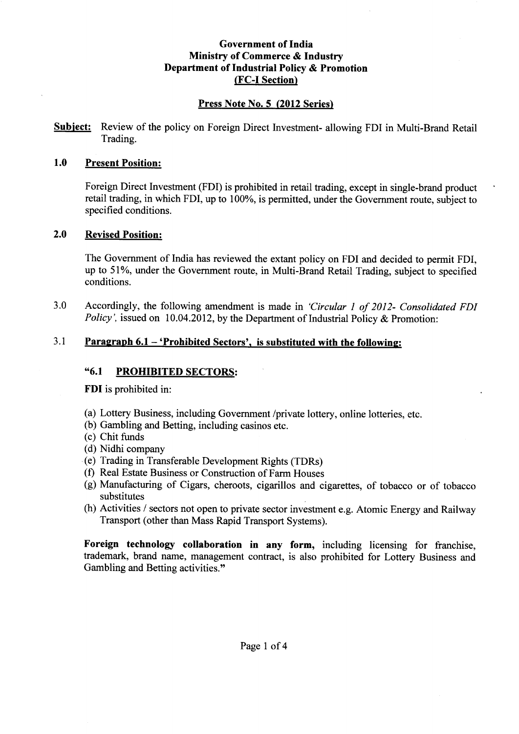**Government of India**
**Ministry of Commerce & Industry**
**Department of Industrial Policy & Promotion**
**(FC-I Section)**

**Press Note No. 5 (2012 Series)**

**Subject:** Review of the policy on Foreign Direct Investment- allowing FDI in Multi-Brand Retail Trading.

## 1.0 Present Position:

Foreign Direct Investment (FDI) is prohibited in retail trading, except in single-brand product retail trading, in which FDI, up to 100%, is permitted, under the Government route, subject to specified conditions.

## 2.0 Revised Position:

The Government of India has reviewed the extant policy on FDI and decided to permit FDI, up to 51%, under the Government route, in Multi-Brand Retail Trading, subject to specified conditions.

3.0 Accordingly, the following amendment is made in *'Circular 1 of 2012- Consolidated FDI Policy'*, issued on 10.04.2012, by the Department of Industrial Policy & Promotion:

3.1 **Paragraph 6.1 – 'Prohibited Sectors', is substituted with the following:**

**"6.1 PROHIBITED SECTORS:**

**FDI** is prohibited in:

(a) Lottery Business, including Government /private lottery, online lotteries, etc.
(b) Gambling and Betting, including casinos etc.
(c) Chit funds
(d) Nidhi company
(e) Trading in Transferable Development Rights (TDRs)
(f) Real Estate Business or Construction of Farm Houses
(g) Manufacturing of Cigars, cheroots, cigarillos and cigarettes, of tobacco or of tobacco substitutes
(h) Activities / sectors not open to private sector investment e.g. Atomic Energy and Railway Transport (other than Mass Rapid Transport Systems).

**Foreign technology collaboration in any form,** including licensing for franchise, trademark, brand name, management contract, is also prohibited for Lottery Business and Gambling and Betting activities."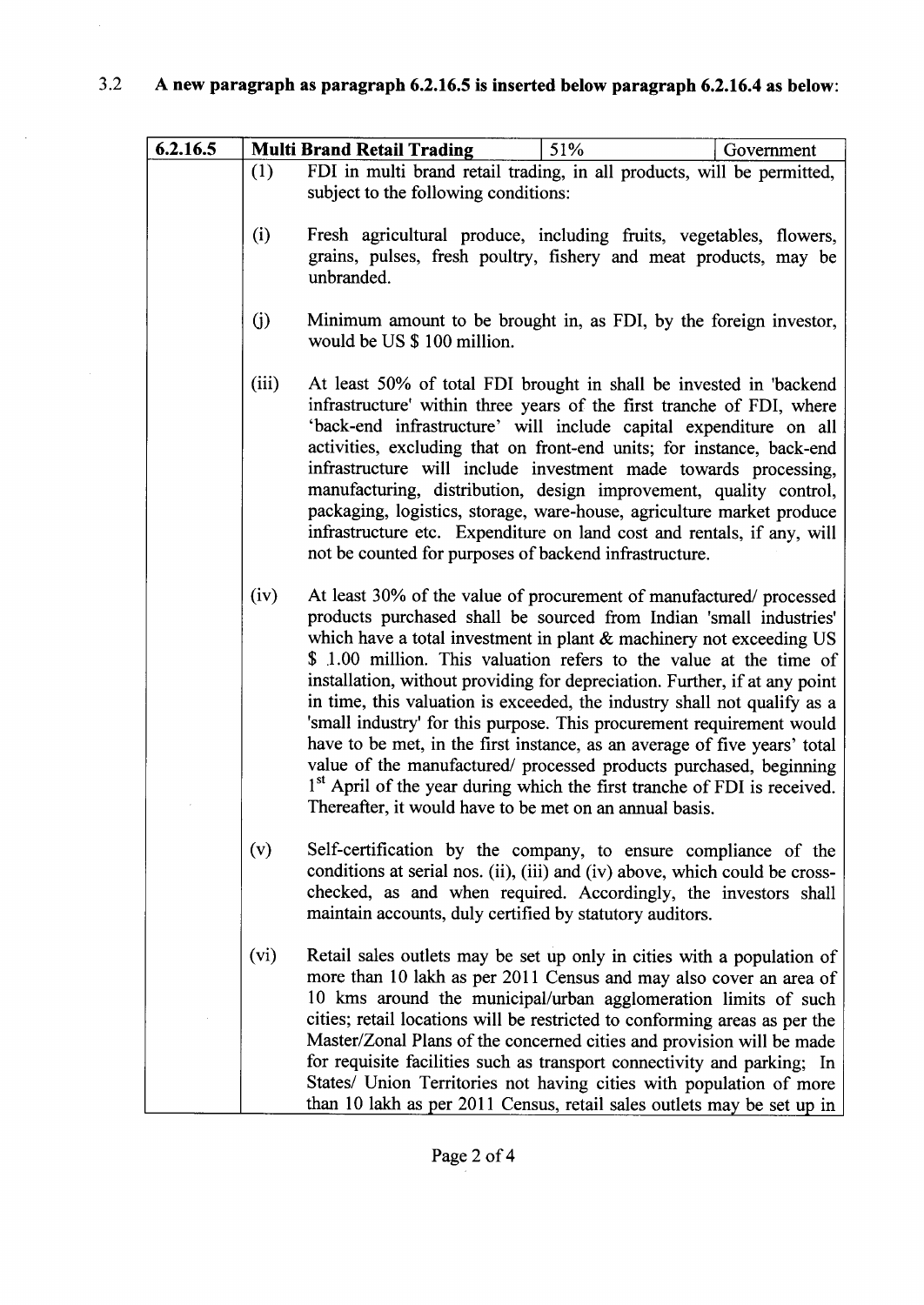3.2 **A new paragraph as paragraph 6.2.16.5 is inserted below paragraph 6.2.16.4 as below:**

| 6.2.16.5 | **Multi Brand Retail Trading** | | 51% | Government |
|---|---|---|---|---|
| | (1) | FDI in multi brand retail trading, in all products, will be permitted, subject to the following conditions: | | |
| | (i) | Fresh agricultural produce, including fruits, vegetables, flowers, grains, pulses, fresh poultry, fishery and meat products, may be unbranded. | | |
| | (j) | Minimum amount to be brought in, as FDI, by the foreign investor, would be US $ 100 million. | | |
| | (iii) | At least 50% of total FDI brought in shall be invested in 'backend infrastructure' within three years of the first tranche of FDI, where 'back-end infrastructure' will include capital expenditure on all activities, excluding that on front-end units; for instance, back-end infrastructure will include investment made towards processing, manufacturing, distribution, design improvement, quality control, packaging, logistics, storage, ware-house, agriculture market produce infrastructure etc. Expenditure on land cost and rentals, if any, will not be counted for purposes of backend infrastructure. | | |
| | (iv) | At least 30% of the value of procurement of manufactured/ processed products purchased shall be sourced from Indian 'small industries' which have a total investment in plant & machinery not exceeding US $ 1.00 million. This valuation refers to the value at the time of installation, without providing for depreciation. Further, if at any point in time, this valuation is exceeded, the industry shall not qualify as a 'small industry' for this purpose. This procurement requirement would have to be met, in the first instance, as an average of five years' total value of the manufactured/ processed products purchased, beginning 1st April of the year during which the first tranche of FDI is received. Thereafter, it would have to be met on an annual basis. | | |
| | (v) | Self-certification by the company, to ensure compliance of the conditions at serial nos. (ii), (iii) and (iv) above, which could be cross-checked, as and when required. Accordingly, the investors shall maintain accounts, duly certified by statutory auditors. | | |
| | (vi) | Retail sales outlets may be set up only in cities with a population of more than 10 lakh as per 2011 Census and may also cover an area of 10 kms around the municipal/urban agglomeration limits of such cities; retail locations will be restricted to conforming areas as per the Master/Zonal Plans of the concerned cities and provision will be made for requisite facilities such as transport connectivity and parking; In States/ Union Territories not having cities with population of more than 10 lakh as per 2011 Census, retail sales outlets may be set up in | | |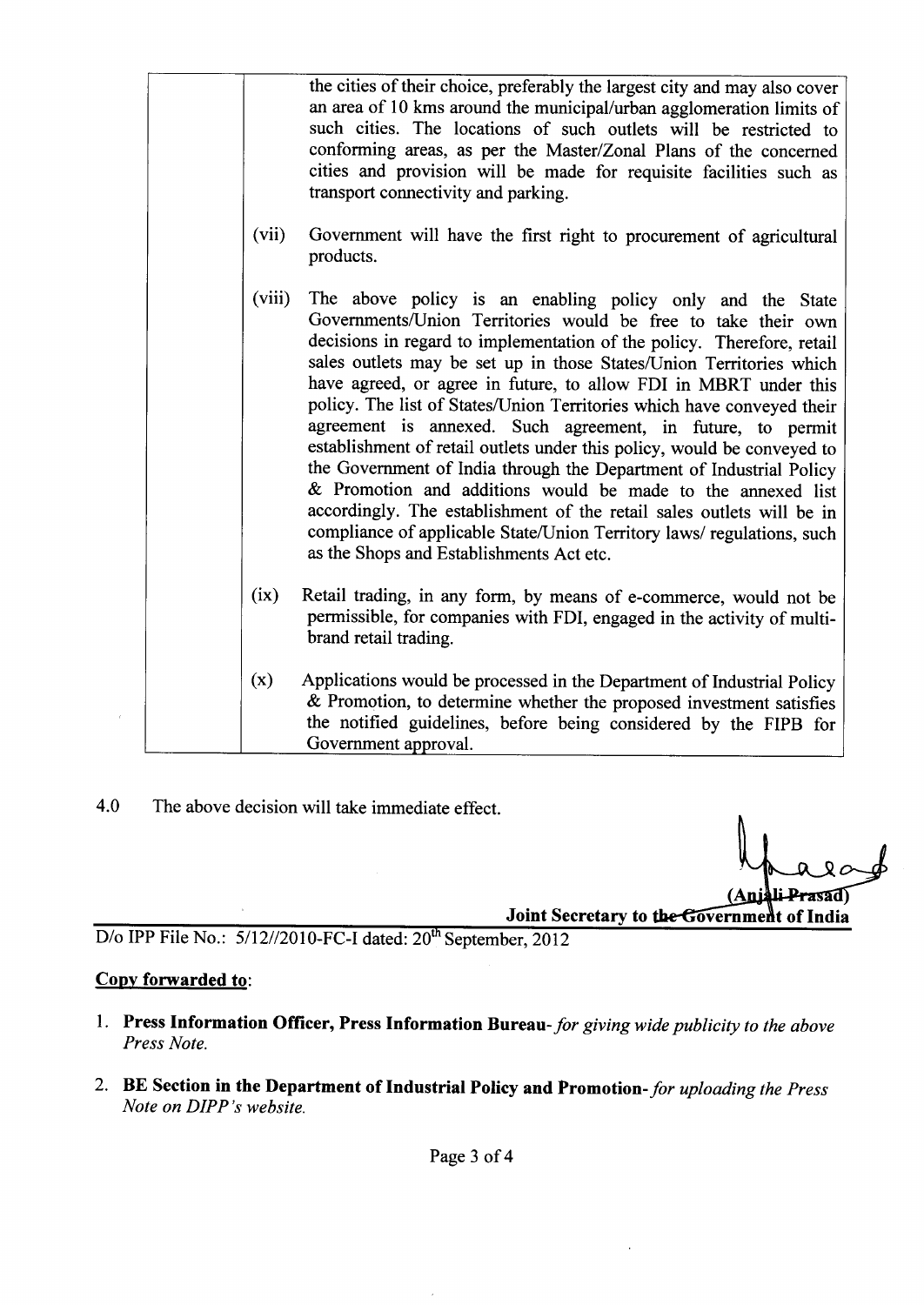| | | |
|---|---|---|
| | | the cities of their choice, preferably the largest city and may also cover an area of 10 kms around the municipal/urban agglomeration limits of such cities. The locations of such outlets will be restricted to conforming areas, as per the Master/Zonal Plans of the concerned cities and provision will be made for requisite facilities such as transport connectivity and parking. |
| | (vii) | Government will have the first right to procurement of agricultural products. |
| | (viii) | The above policy is an enabling policy only and the State Governments/Union Territories would be free to take their own decisions in regard to implementation of the policy. Therefore, retail sales outlets may be set up in those States/Union Territories which have agreed, or agree in future, to allow FDI in MBRT under this policy. The list of States/Union Territories which have conveyed their agreement is annexed. Such agreement, in future, to permit establishment of retail outlets under this policy, would be conveyed to the Government of India through the Department of Industrial Policy & Promotion and additions would be made to the annexed list accordingly. The establishment of the retail sales outlets will be in compliance of applicable State/Union Territory laws/ regulations, such as the Shops and Establishments Act etc. |
| | (ix) | Retail trading, in any form, by means of e-commerce, would not be permissible, for companies with FDI, engaged in the activity of multi-brand retail trading. |
| | (x) | Applications would be processed in the Department of Industrial Policy & Promotion, to determine whether the proposed investment satisfies the notified guidelines, before being considered by the FIPB for Government approval. |

4.0 The above decision will take immediate effect.

(Anjali Prasad)
**Joint Secretary to the Government of India**

D/o IPP File No.: 5/12//2010-FC-I dated: 20th September, 2012

**Copy forwarded to**:

1. **Press Information Officer, Press Information Bureau**- *for giving wide publicity to the above Press Note.*
2. **BE Section in the Department of Industrial Policy and Promotion**- *for uploading the Press Note on DIPP's website.*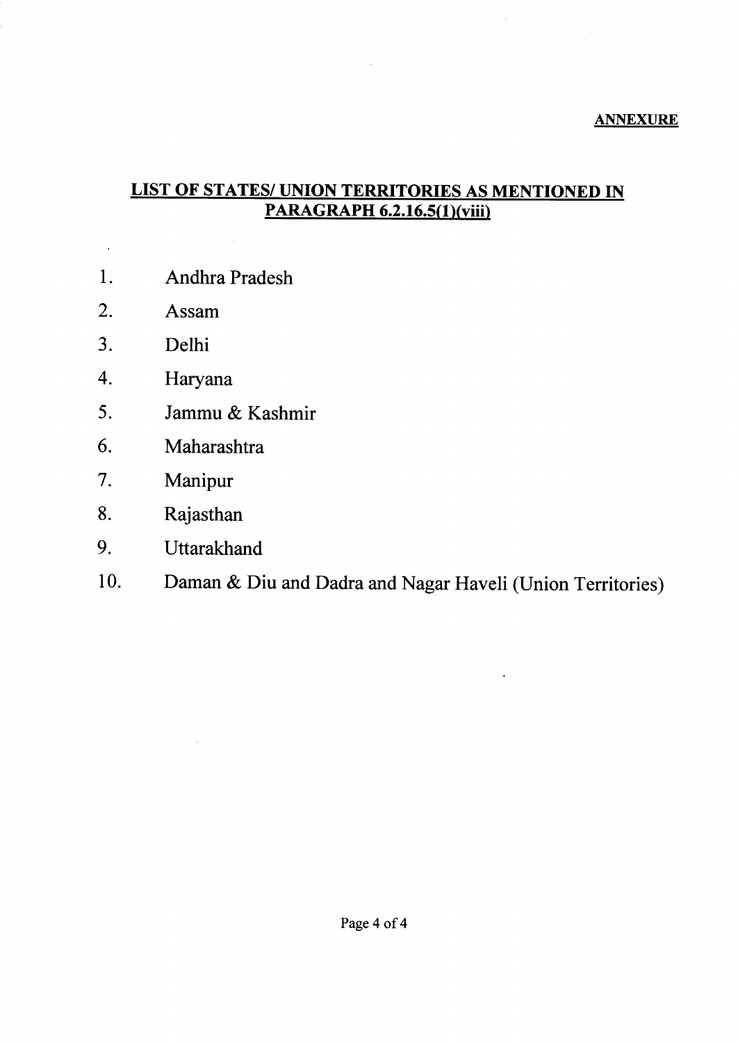**ANNEXURE**

## LIST OF STATES/ UNION TERRITORIES AS MENTIONED IN PARAGRAPH 6.2.16.5(1)(viii)

1. Andhra Pradesh
2. Assam
3. Delhi
4. Haryana
5. Jammu & Kashmir
6. Maharashtra
7. Manipur
8. Rajasthan
9. Uttarakhand
10. Daman & Diu and Dadra and Nagar Haveli (Union Territories)